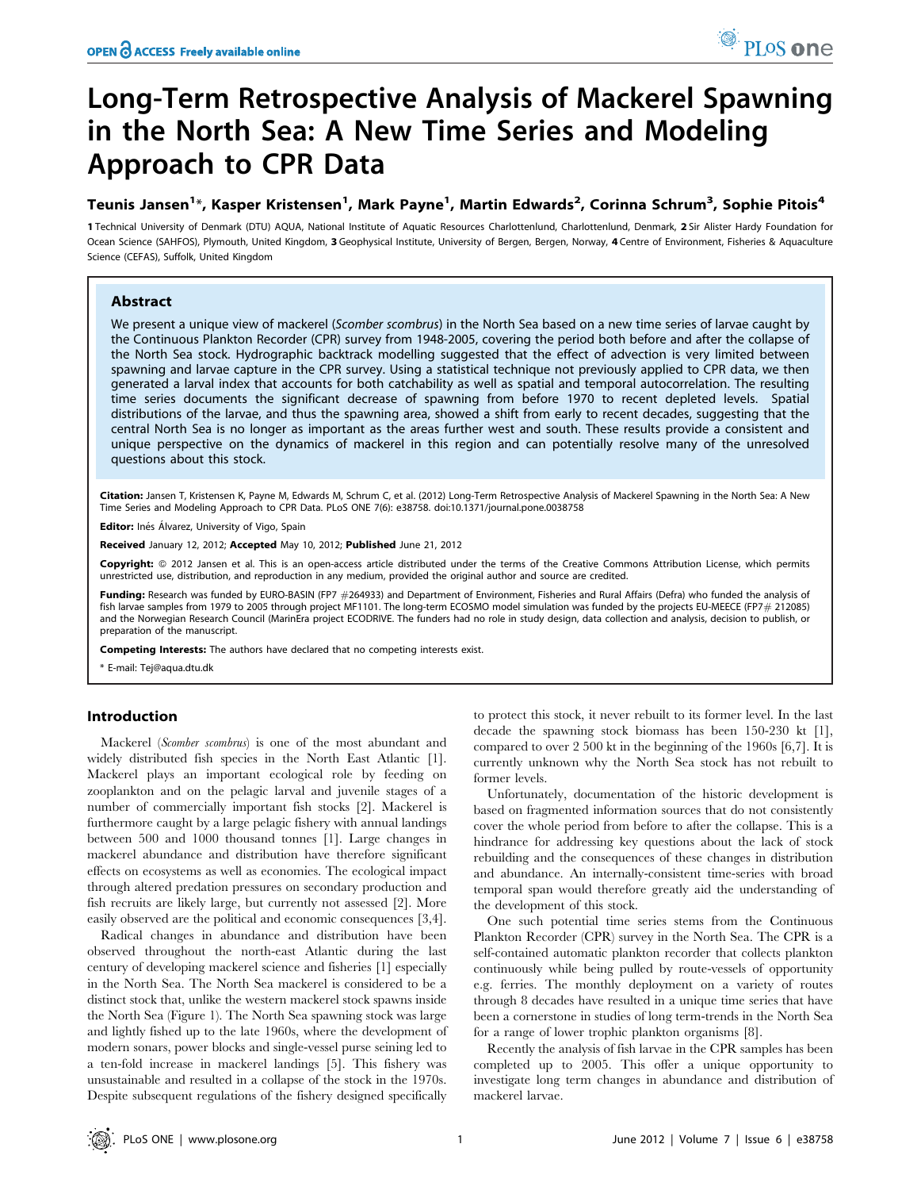# Long-Term Retrospective Analysis of Mackerel Spawning in the North Sea: A New Time Series and Modeling Approach to CPR Data

**Teunis Jansen[1]*, Kasper Kristensen[1], Mark Payne[1], Martin Edwards[2], Corinna Schrum[3], Sophie Pitois[4]**

**1** Technical University of Denmark (DTU) AQUA, National Institute of Aquatic Resources Charlottenlund, Charlottenlund, Denmark, **2** Sir Alister Hardy Foundation for Ocean Science (SAHFOS), Plymouth, United Kingdom, **3** Geophysical Institute, University of Bergen, Bergen, Norway, **4** Centre of Environment, Fisheries & Aquaculture Science (CEFAS), Suffolk, United Kingdom

## Abstract

We present a unique view of mackerel (*Scomber scombrus*) in the North Sea based on a new time series of larvae caught by the Continuous Plankton Recorder (CPR) survey from 1948-2005, covering the period both before and after the collapse of the North Sea stock. Hydrographic backtrack modelling suggested that the effect of advection is very limited between spawning and larvae capture in the CPR survey. Using a statistical technique not previously applied to CPR data, we then generated a larval index that accounts for both catchability as well as spatial and temporal autocorrelation. The resulting time series documents the significant decrease of spawning from before 1970 to recent depleted levels. Spatial distributions of the larvae, and thus the spawning area, showed a shift from early to recent decades, suggesting that the central North Sea is no longer as important as the areas further west and south. These results provide a consistent and unique perspective on the dynamics of mackerel in this region and can potentially resolve many of the unresolved questions about this stock.

**Citation:** Jansen T, Kristensen K, Payne M, Edwards M, Schrum C, et al. (2012) Long-Term Retrospective Analysis of Mackerel Spawning in the North Sea: A New Time Series and Modeling Approach to CPR Data. PLoS ONE 7(6): e38758. doi:10.1371/journal.pone.0038758

**Editor:** Inés Álvarez, University of Vigo, Spain

**Received** January 12, 2012; **Accepted** May 10, 2012; **Published** June 21, 2012

**Copyright:** © 2012 Jansen et al. This is an open-access article distributed under the terms of the Creative Commons Attribution License, which permits unrestricted use, distribution, and reproduction in any medium, provided the original author and source are credited.

**Funding:** Research was funded by EURO-BASIN (FP7 #264933) and Department of Environment, Fisheries and Rural Affairs (Defra) who funded the analysis of fish larvae samples from 1979 to 2005 through project MF1101. The long-term ECOSMO model simulation was funded by the projects EU-MEECE (FP7# 212085) and the Norwegian Research Council (MarinEra project ECODRIVE. The funders had no role in study design, data collection and analysis, decision to publish, or preparation of the manuscript.

**Competing Interests:** The authors have declared that no competing interests exist.

\* E-mail: Tej@aqua.dtu.dk

## Introduction

Mackerel (*Scomber scombrus*) is one of the most abundant and widely distributed fish species in the North East Atlantic [1]. Mackerel plays an important ecological role by feeding on zooplankton and on the pelagic larval and juvenile stages of a number of commercially important fish stocks [2]. Mackerel is furthermore caught by a large pelagic fishery with annual landings between 500 and 1000 thousand tonnes [1]. Large changes in mackerel abundance and distribution have therefore significant effects on ecosystems as well as economies. The ecological impact through altered predation pressures on secondary production and fish recruits are likely large, but currently not assessed [2]. More easily observed are the political and economic consequences [3,4].

Radical changes in abundance and distribution have been observed throughout the north-east Atlantic during the last century of developing mackerel science and fisheries [1] especially in the North Sea. The North Sea mackerel is considered to be a distinct stock that, unlike the western mackerel stock spawns inside the North Sea (Figure 1). The North Sea spawning stock was large and lightly fished up to the late 1960s, where the development of modern sonars, power blocks and single-vessel purse seining led to a ten-fold increase in mackerel landings [5]. This fishery was unsustainable and resulted in a collapse of the stock in the 1970s. Despite subsequent regulations of the fishery designed specifically to protect this stock, it never rebuilt to its former level. In the last decade the spawning stock biomass has been 150-230 kt [1], compared to over 2 500 kt in the beginning of the 1960s [6,7]. It is currently unknown why the North Sea stock has not rebuilt to former levels.

Unfortunately, documentation of the historic development is based on fragmented information sources that do not consistently cover the whole period from before to after the collapse. This is a hindrance for addressing key questions about the lack of stock rebuilding and the consequences of these changes in distribution and abundance. An internally-consistent time-series with broad temporal span would therefore greatly aid the understanding of the development of this stock.

One such potential time series stems from the Continuous Plankton Recorder (CPR) survey in the North Sea. The CPR is a self-contained automatic plankton recorder that collects plankton continuously while being pulled by route-vessels of opportunity e.g. ferries. The monthly deployment on a variety of routes through 8 decades have resulted in a unique time series that have been a cornerstone in studies of long term-trends in the North Sea for a range of lower trophic plankton organisms [8].

Recently the analysis of fish larvae in the CPR samples has been completed up to 2005. This offer a unique opportunity to investigate long term changes in abundance and distribution of mackerel larvae.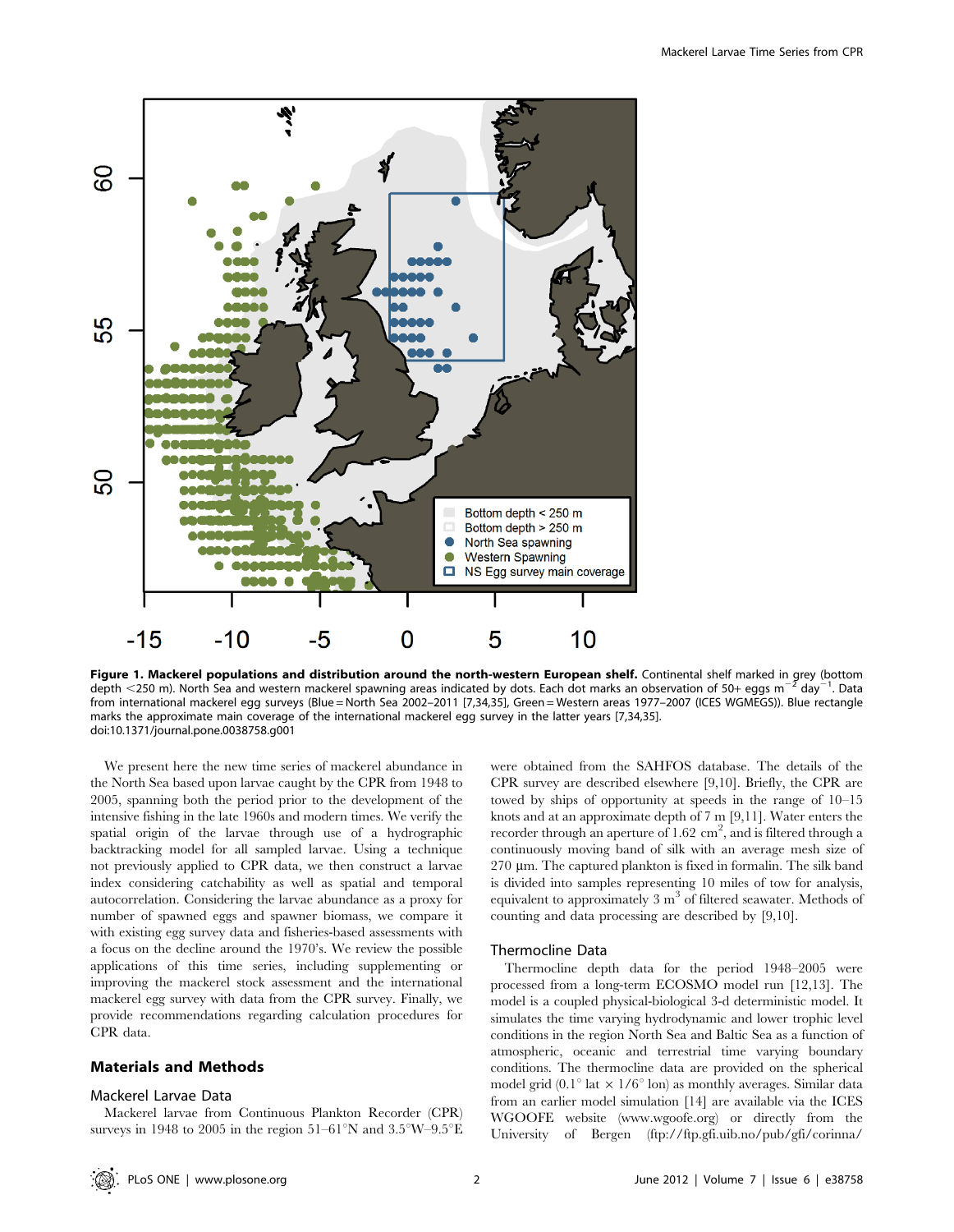**Figure 1. Mackerel populations and distribution around the north-western European shelf.** Continental shelf marked in grey (bottom depth <250 m). North Sea and western mackerel spawning areas indicated by dots. Each dot marks an observation of 50+ eggs $m^{-2}$ $day^{-1}$. Data from international mackerel egg surveys (Blue = North Sea 2002–2011 [7,34,35], Green = Western areas 1977–2007 (ICES WGMEGS)). Blue rectangle marks the approximate main coverage of the international mackerel egg survey in the latter years [7,34,35].
doi:10.1371/journal.pone.0038758.g001

We present here the new time series of mackerel abundance in the North Sea based upon larvae caught by the CPR from 1948 to 2005, spanning both the period prior to the development of the intensive fishing in the late 1960s and modern times. We verify the spatial origin of the larvae through use of a hydrographic backtracking model for all sampled larvae. Using a technique not previously applied to CPR data, we then construct a larvae index considering catchability as well as spatial and temporal autocorrelation. Considering the larvae abundance as a proxy for number of spawned eggs and spawner biomass, we compare it with existing egg survey data and fisheries-based assessments with a focus on the decline around the 1970's. We review the possible applications of this time series, including supplementing or improving the mackerel stock assessment and the international mackerel egg survey with data from the CPR survey. Finally, we provide recommendations regarding calculation procedures for CPR data.

## Materials and Methods

### Mackerel Larvae Data

Mackerel larvae from Continuous Plankton Recorder (CPR) surveys in 1948 to 2005 in the region 51–61°N and 3.5°W–9.5°E were obtained from the SAHFOS database. The details of the CPR survey are described elsewhere [9,10]. Briefly, the CPR are towed by ships of opportunity at speeds in the range of 10–15 knots and at an approximate depth of 7 m [9,11]. Water enters the recorder through an aperture of 1.62 $cm^2$, and is filtered through a continuously moving band of silk with an average mesh size of 270 µm. The captured plankton is fixed in formalin. The silk band is divided into samples representing 10 miles of tow for analysis, equivalent to approximately 3 $m^3$ of filtered seawater. Methods of counting and data processing are described by [9,10].

### Thermocline Data

Thermocline depth data for the period 1948–2005 were processed from a long-term ECOSMO model run [12,13]. The model is a coupled physical-biological 3-d deterministic model. It simulates the time varying hydrodynamic and lower trophic level conditions in the region North Sea and Baltic Sea as a function of atmospheric, oceanic and terrestrial time varying boundary conditions. The thermocline data are provided on the spherical model grid (0.1° lat × 1/6° lon) as monthly averages. Similar data from an earlier model simulation [14] are available via the ICES WGOOFE website (www.wgoofe.org) or directly from the University of Bergen (ftp://ftp.gfi.uib.no/pub/gfi/corinna/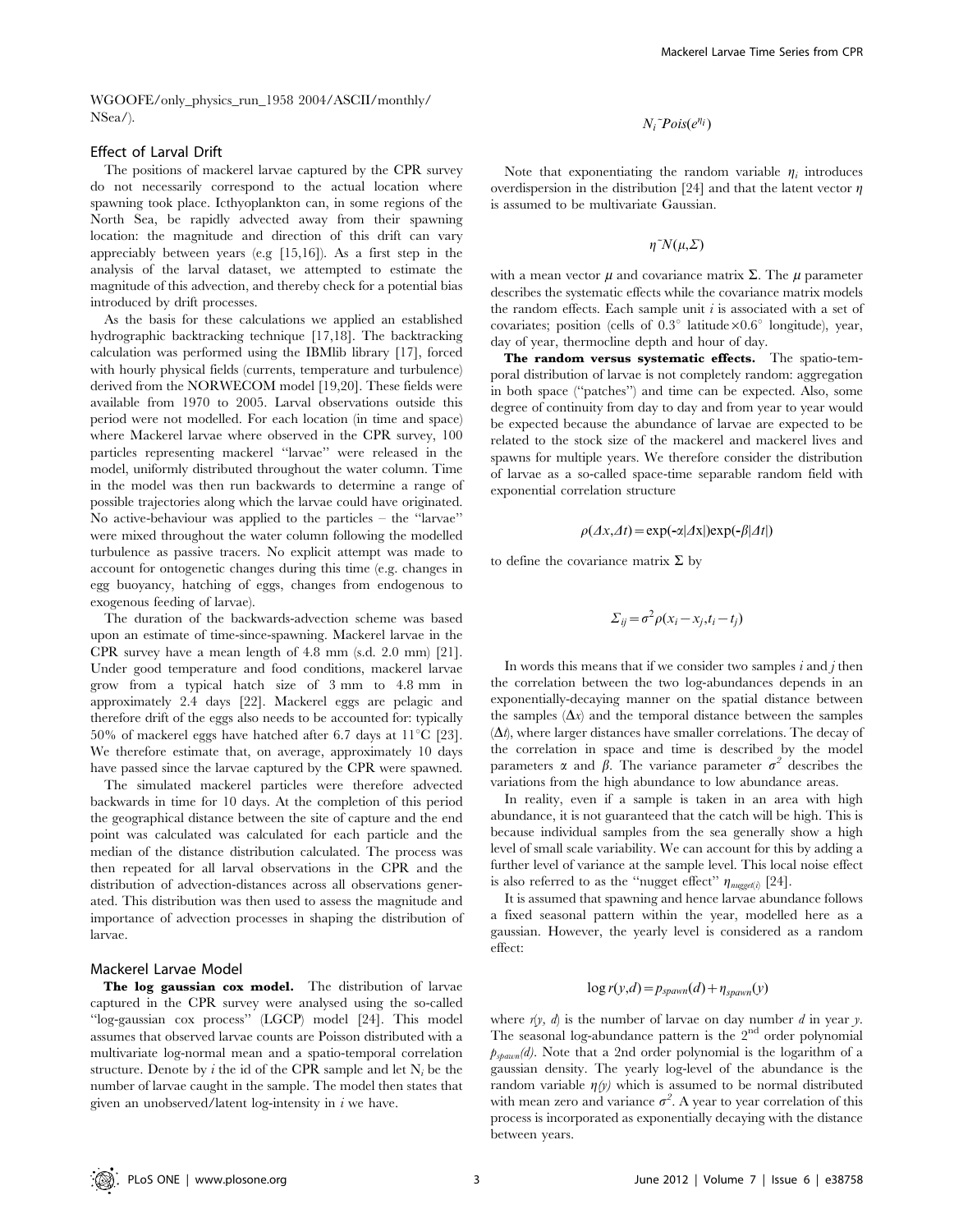WGOOFE/only_physics_run_1958 2004/ASCII/monthly/NSea/).

### Effect of Larval Drift

The positions of mackerel larvae captured by the CPR survey do not necessarily correspond to the actual location where spawning took place. Icthyoplankton can, in some regions of the North Sea, be rapidly advected away from their spawning location: the magnitude and direction of this drift can vary appreciably between years (e.g [15,16]). As a first step in the analysis of the larval dataset, we attempted to estimate the magnitude of this advection, and thereby check for a potential bias introduced by drift processes.

As the basis for these calculations we applied an established hydrographic backtracking technique [17,18]. The backtracking calculation was performed using the IBMlib library [17], forced with hourly physical fields (currents, temperature and turbulence) derived from the NORWECOM model [19,20]. These fields were available from 1970 to 2005. Larval observations outside this period were not modelled. For each location (in time and space) where Mackerel larvae where observed in the CPR survey, 100 particles representing mackerel "larvae" were released in the model, uniformly distributed throughout the water column. Time in the model was then run backwards to determine a range of possible trajectories along which the larvae could have originated. No active-behaviour was applied to the particles – the "larvae" were mixed throughout the water column following the modelled turbulence as passive tracers. No explicit attempt was made to account for ontogenetic changes during this time (e.g. changes in egg buoyancy, hatching of eggs, changes from endogenous to exogenous feeding of larvae).

The duration of the backwards-advection scheme was based upon an estimate of time-since-spawning. Mackerel larvae in the CPR survey have a mean length of 4.8 mm (s.d. 2.0 mm) [21]. Under good temperature and food conditions, mackerel larvae grow from a typical hatch size of 3 mm to 4.8 mm in approximately 2.4 days [22]. Mackerel eggs are pelagic and therefore drift of the eggs also needs to be accounted for: typically 50% of mackerel eggs have hatched after 6.7 days at 11°C [23]. We therefore estimate that, on average, approximately 10 days have passed since the larvae captured by the CPR were spawned.

The simulated mackerel particles were therefore advected backwards in time for 10 days. At the completion of this period the geographical distance between the site of capture and the end point was calculated was calculated for each particle and the median of the distance distribution calculated. The process was then repeated for all larval observations in the CPR and the distribution of advection-distances across all observations generated. This distribution was then used to assess the magnitude and importance of advection processes in shaping the distribution of larvae.

### Mackerel Larvae Model

**The log gaussian cox model.** The distribution of larvae captured in the CPR survey were analysed using the so-called "log-gaussian cox process" (LGCP) model [24]. This model assumes that observed larvae counts are Poisson distributed with a multivariate log-normal mean and a spatio-temporal correlation structure. Denote by $i$ the id of the CPR sample and let $N_i$ be the number of larvae caught in the sample. The model then states that given an unobserved/latent log-intensity in $i$ we have.

$$N_i \sim Pois(e^{\eta_i})$$

Note that exponentiating the random variable $\eta_i$ introduces overdispersion in the distribution [24] and that the latent vector $\eta$ is assumed to be multivariate Gaussian.

$$\eta \sim N(\mu, \Sigma)$$

with a mean vector $\mu$ and covariance matrix $\Sigma$. The $\mu$ parameter describes the systematic effects while the covariance matrix models the random effects. Each sample unit $i$ is associated with a set of covariates; position (cells of 0.3° latitude×0.6° longitude), year, day of year, thermocline depth and hour of day.

**The random versus systematic effects.** The spatio-temporal distribution of larvae is not completely random: aggregation in both space ("patches") and time can be expected. Also, some degree of continuity from day to day and from year to year would be expected because the abundance of larvae are expected to be related to the stock size of the mackerel and mackerel lives and spawns for multiple years. We therefore consider the distribution of larvae as a so-called space-time separable random field with exponential correlation structure

$$\rho(\Delta x, \Delta t) = \exp(-\alpha|\Delta x|)\exp(-\beta|\Delta t|)$$

to define the covariance matrix $\Sigma$ by

$$\Sigma_{ij} = \sigma^2 \rho(x_i - x_j, t_i - t_j)$$

In words this means that if we consider two samples $i$ and $j$ then the correlation between the two log-abundances depends in an exponentially-decaying manner on the spatial distance between the samples ($\Delta x$) and the temporal distance between the samples ($\Delta t$), where larger distances have smaller correlations. The decay of the correlation in space and time is described by the model parameters $\alpha$ and $\beta$. The variance parameter $\sigma^2$ describes the variations from the high abundance to low abundance areas.

In reality, even if a sample is taken in an area with high abundance, it is not guaranteed that the catch will be high. This is because individual samples from the sea generally show a high level of small scale variability. We can account for this by adding a further level of variance at the sample level. This local noise effect is also referred to as the "nugget effect" $\eta_{nugget(i)}$ [24].

It is assumed that spawning and hence larvae abundance follows a fixed seasonal pattern within the year, modelled here as a gaussian. However, the yearly level is considered as a random effect:

$$\log r(y,d) = p_{spawn}(d) + \eta_{spawn}(y)$$

where $r(y, d)$ is the number of larvae on day number $d$ in year $y$. The seasonal log-abundance pattern is the 2[nd] order polynomial $p_{spawn}(d)$. Note that a 2nd order polynomial is the logarithm of a gaussian density. The yearly log-level of the abundance is the random variable $\eta(y)$ which is assumed to be normal distributed with mean zero and variance $\sigma^2$. A year to year correlation of this process is incorporated as exponentially decaying with the distance between years.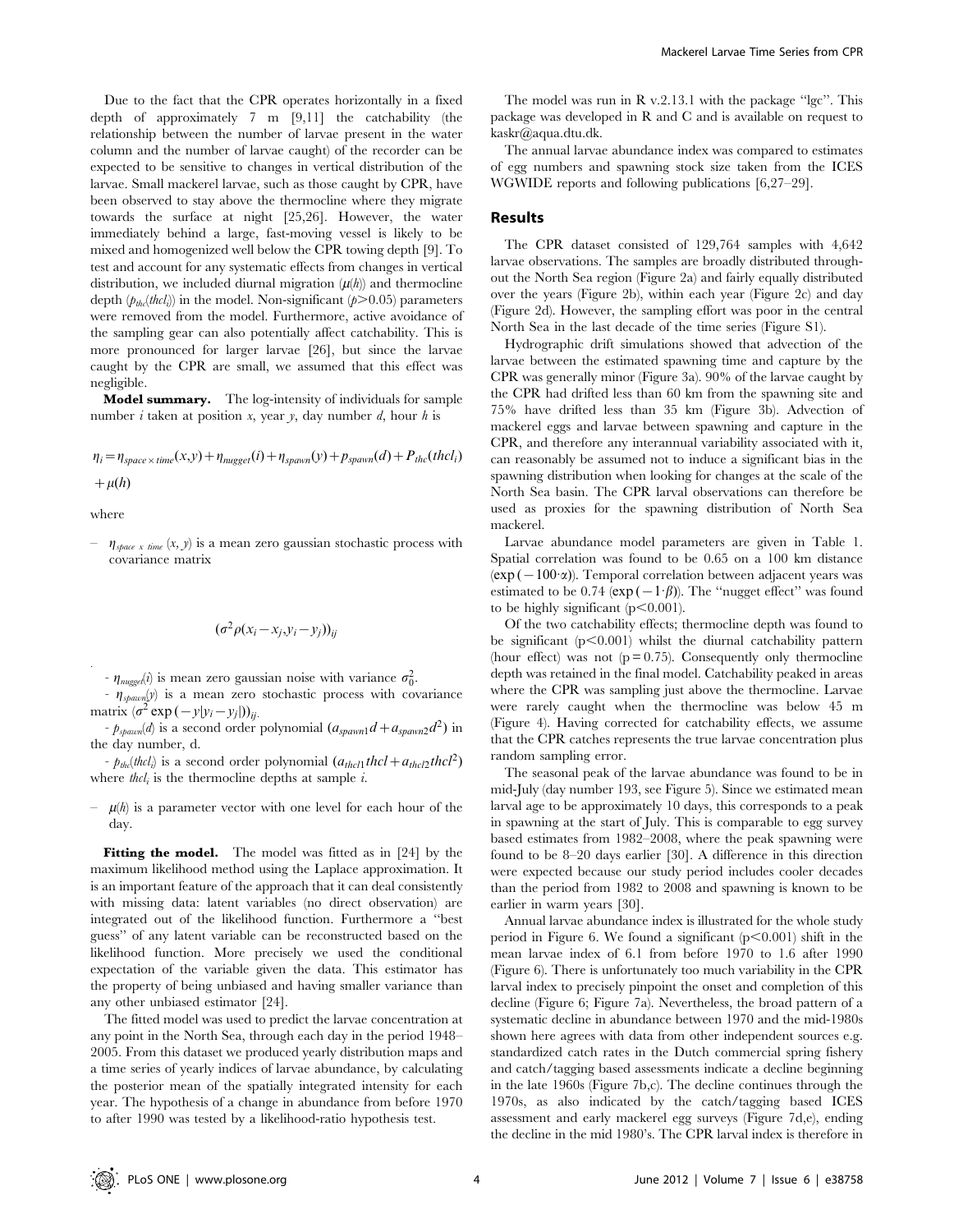Due to the fact that the CPR operates horizontally in a fixed depth of approximately 7 m [9,11] the catchability (the relationship between the number of larvae present in the water column and the number of larvae caught) of the recorder can be expected to be sensitive to changes in vertical distribution of the larvae. Small mackerel larvae, such as those caught by CPR, have been observed to stay above the thermocline where they migrate towards the surface at night [25,26]. However, the water immediately behind a large, fast-moving vessel is likely to be mixed and homogenized well below the CPR towing depth [9]. To test and account for any systematic effects from changes in vertical distribution, we included diurnal migration ($\mu(h)$) and thermocline depth ($p_{thc}(thcl_i)$) in the model. Non-significant ($p>0.05$) parameters were removed from the model. Furthermore, active avoidance of the sampling gear can also potentially affect catchability. This is more pronounced for larger larvae [26], but since the larvae caught by the CPR are small, we assumed that this effect was negligible.

**Model summary.** The log-intensity of individuals for sample number $i$ taken at position $x$, year $y$, day number $d$, hour $h$ is

$$\eta_i = \eta_{space \times time}(x,y) + \eta_{nugget}(i) + \eta_{spawn}(y) + p_{spawn}(d) + P_{thc}(thcl_i) + \mu(h)$$

where

- $\eta_{space\ x\ time}(x,y)$ is a mean zero gaussian stochastic process with covariance matrix

$$(\sigma^2 \rho(x_i - x_j, y_i - y_j))_{ij}$$

- $\eta_{nugget}(i)$ is mean zero gaussian noise with variance $\sigma_0^2$.
- $\eta_{spawn}(y)$ is a mean zero stochastic process with covariance matrix $(\sigma^2 \exp(-y|y_i - y_j|))_{ij}$.
- $p_{spawn}(d)$ is a second order polynomial ($a_{spawn1}d + a_{spawn2}d^2$) in the day number, d.
- $p_{thc}(thcl_i)$ is a second order polynomial ($a_{thcl1}thcl + a_{thcl2}thcl^2$) where $thcl_i$ is the thermocline depths at sample $i$.
- $\mu(h)$ is a parameter vector with one level for each hour of the day.

**Fitting the model.** The model was fitted as in [24] by the maximum likelihood method using the Laplace approximation. It is an important feature of the approach that it can deal consistently with missing data: latent variables (no direct observation) are integrated out of the likelihood function. Furthermore a "best guess" of any latent variable can be reconstructed based on the likelihood function. More precisely we used the conditional expectation of the variable given the data. This estimator has the property of being unbiased and having smaller variance than any other unbiased estimator [24].

The fitted model was used to predict the larvae concentration at any point in the North Sea, through each day in the period 1948–2005. From this dataset we produced yearly distribution maps and a time series of yearly indices of larvae abundance, by calculating the posterior mean of the spatially integrated intensity for each year. The hypothesis of a change in abundance from before 1970 to after 1990 was tested by a likelihood-ratio hypothesis test.

The model was run in R v.2.13.1 with the package "lgc". This package was developed in R and C and is available on request to kaskr@aqua.dtu.dk.

The annual larvae abundance index was compared to estimates of egg numbers and spawning stock size taken from the ICES WGWIDE reports and following publications [6,27–29].

## Results

The CPR dataset consisted of 129,764 samples with 4,642 larvae observations. The samples are broadly distributed throughout the North Sea region (Figure 2a) and fairly equally distributed over the years (Figure 2b), within each year (Figure 2c) and day (Figure 2d). However, the sampling effort was poor in the central North Sea in the last decade of the time series (Figure S1).

Hydrographic drift simulations showed that advection of the larvae between the estimated spawning time and capture by the CPR was generally minor (Figure 3a). 90% of the larvae caught by the CPR had drifted less than 60 km from the spawning site and 75% have drifted less than 35 km (Figure 3b). Advection of mackerel eggs and larvae between spawning and capture in the CPR, and therefore any interannual variability associated with it, can reasonably be assumed not to induce a significant bias in the spawning distribution when looking for changes at the scale of the North Sea basin. The CPR larval observations can therefore be used as proxies for the spawning distribution of North Sea mackerel.

Larvae abundance model parameters are given in Table 1. Spatial correlation was found to be 0.65 on a 100 km distance ($\exp(-100 \cdot \alpha)$). Temporal correlation between adjacent years was estimated to be 0.74 ($\exp(-1 \cdot \beta)$). The "nugget effect" was found to be highly significant ($p<0.001$).

Of the two catchability effects; thermocline depth was found to be significant ($p<0.001$) whilst the diurnal catchability pattern (hour effect) was not ($p=0.75$). Consequently only thermocline depth was retained in the final model. Catchability peaked in areas where the CPR was sampling just above the thermocline. Larvae were rarely caught when the thermocline was below 45 m (Figure 4). Having corrected for catchability effects, we assume that the CPR catches represents the true larvae concentration plus random sampling error.

The seasonal peak of the larvae abundance was found to be in mid-July (day number 193, see Figure 5). Since we estimated mean larval age to be approximately 10 days, this corresponds to a peak in spawning at the start of July. This is comparable to egg survey based estimates from 1982–2008, where the peak spawning were found to be 8–20 days earlier [30]. A difference in this direction were expected because our study period includes cooler decades than the period from 1982 to 2008 and spawning is known to be earlier in warm years [30].

Annual larvae abundance index is illustrated for the whole study period in Figure 6. We found a significant ($p<0.001$) shift in the mean larvae index of 6.1 from before 1970 to 1.6 after 1990 (Figure 6). There is unfortunately too much variability in the CPR larval index to precisely pinpoint the onset and completion of this decline (Figure 6; Figure 7a). Nevertheless, the broad pattern of a systematic decline in abundance between 1970 and the mid-1980s shown here agrees with data from other independent sources e.g. standardized catch rates in the Dutch commercial spring fishery and catch/tagging based assessments indicate a decline beginning in the late 1960s (Figure 7b,c). The decline continues through the 1970s, as also indicated by the catch/tagging based ICES assessment and early mackerel egg surveys (Figure 7d,e), ending the decline in the mid 1980's. The CPR larval index is therefore in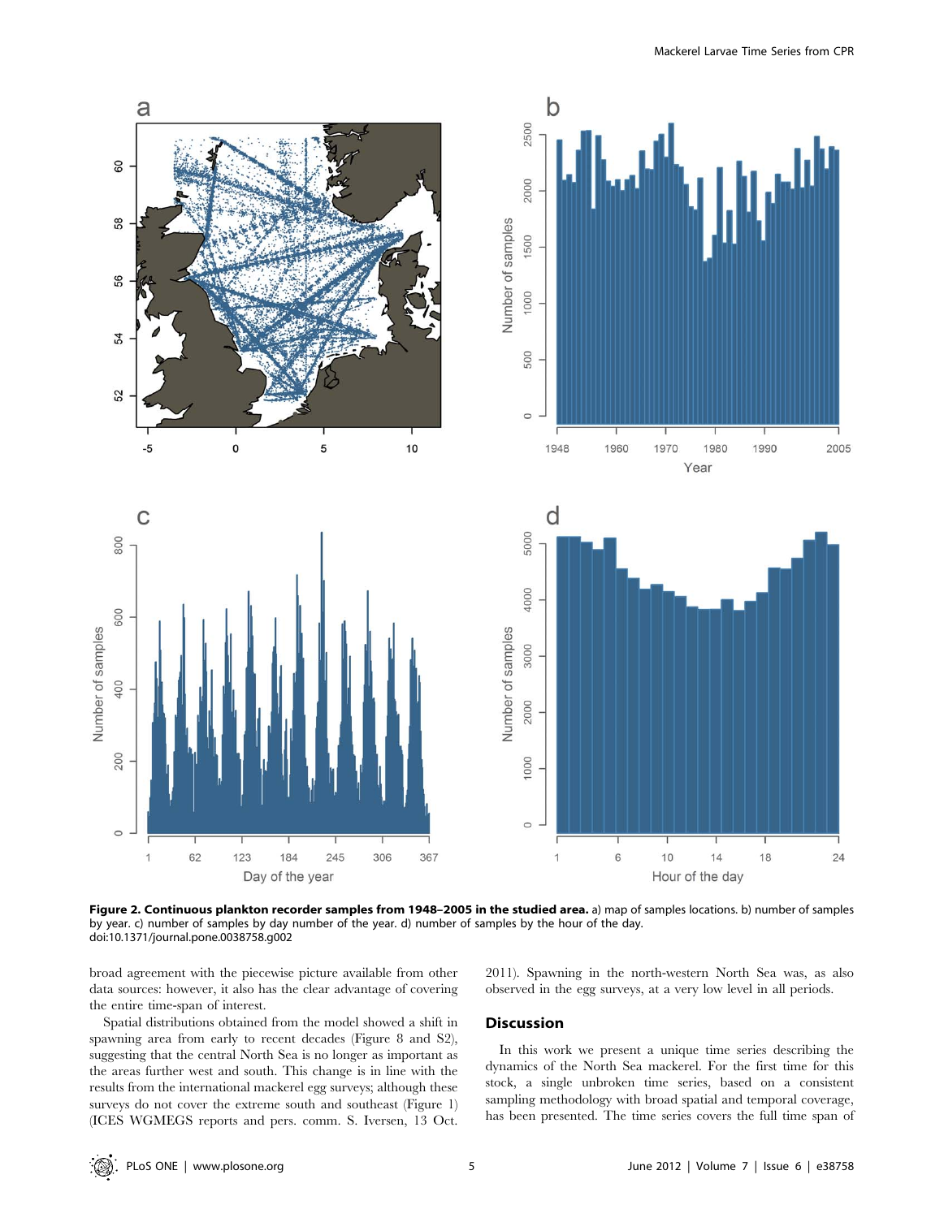**Figure 2. Continuous plankton recorder samples from 1948–2005 in the studied area.** a) map of samples locations. b) number of samples by year. c) number of samples by day number of the year. d) number of samples by the hour of the day.
doi:10.1371/journal.pone.0038758.g002

broad agreement with the piecewise picture available from other data sources: however, it also has the clear advantage of covering the entire time-span of interest.

Spatial distributions obtained from the model showed a shift in spawning area from early to recent decades (Figure 8 and S2), suggesting that the central North Sea is no longer as important as the areas further west and south. This change is in line with the results from the international mackerel egg surveys; although these surveys do not cover the extreme south and southeast (Figure 1) (ICES WGMEGS reports and pers. comm. S. Iversen, 13 Oct. 2011). Spawning in the north-western North Sea was, as also observed in the egg surveys, at a very low level in all periods.

## Discussion

In this work we present a unique time series describing the dynamics of the North Sea mackerel. For the first time for this stock, a single unbroken time series, based on a consistent sampling methodology with broad spatial and temporal coverage, has been presented. The time series covers the full time span of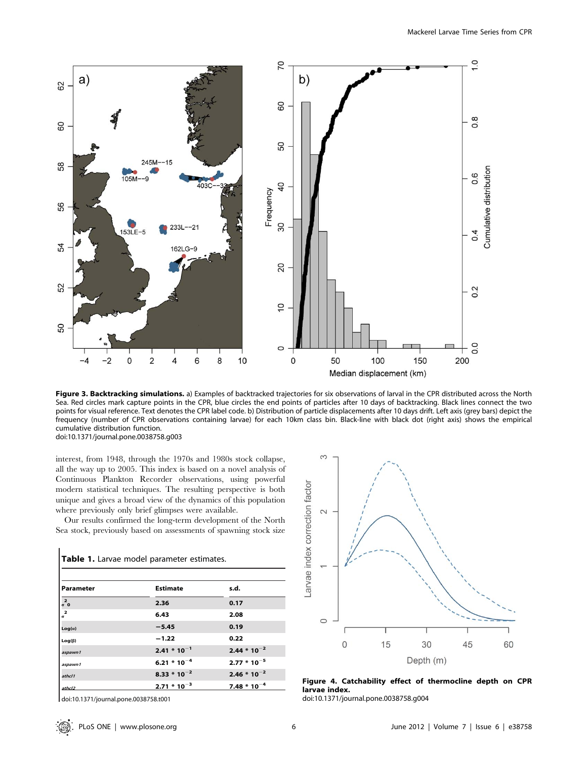Figure 3. **Backtracking simulations.** a) Examples of backtracked trajectories for six observations of larval in the CPR distributed across the North Sea. Red circles mark capture points in the CPR, blue circles the end points of particles after 10 days of backtracking. Black lines connect the two points for visual reference. Text denotes the CPR label code. b) Distribution of particle displacements after 10 days drift. Left axis (grey bars) depict the frequency (number of CPR observations containing larvae) for each 10km class bin. Black-line with black dot (right axis) shows the empirical cumulative distribution function.
doi:10.1371/journal.pone.0038758.g003

interest, from 1948, through the 1970s and 1980s stock collapse, all the way up to 2005. This index is based on a novel analysis of Continuous Plankton Recorder observations, using powerful modern statistical techniques. The resulting perspective is both unique and gives a broad view of the dynamics of this population where previously only brief glimpses were available.

Our results confirmed the long-term development of the North Sea stock, previously based on assessments of spawning stock size

**Table 1.** Larvae model parameter estimates.

| Parameter | Estimate | s.d. |
|---|---|---|
| $\sigma^2_0$ | 2.36 | 0.17 |
| $\sigma^2$ | 6.43 | 2.08 |
| Log(α) | −5.45 | 0.19 |
| Log(β) | −1.22 | 0.22 |
| *aspawn1* | $2.41 * 10^{-1}$ | $2.44 * 10^{-2}$ |
| *aspawn1* | $6.21 * 10^{-4}$ | $2.77 * 10^{-5}$ |
| *athcl1* | $8.33 * 10^{-2}$ | $2.46 * 10^{-2}$ |
| *athcl2* | $2.71 * 10^{-3}$ | $7.48 * 10^{-4}$ |

doi:10.1371/journal.pone.0038758.t001

**Figure 4. Catchability effect of thermocline depth on CPR larvae index.**
doi:10.1371/journal.pone.0038758.g004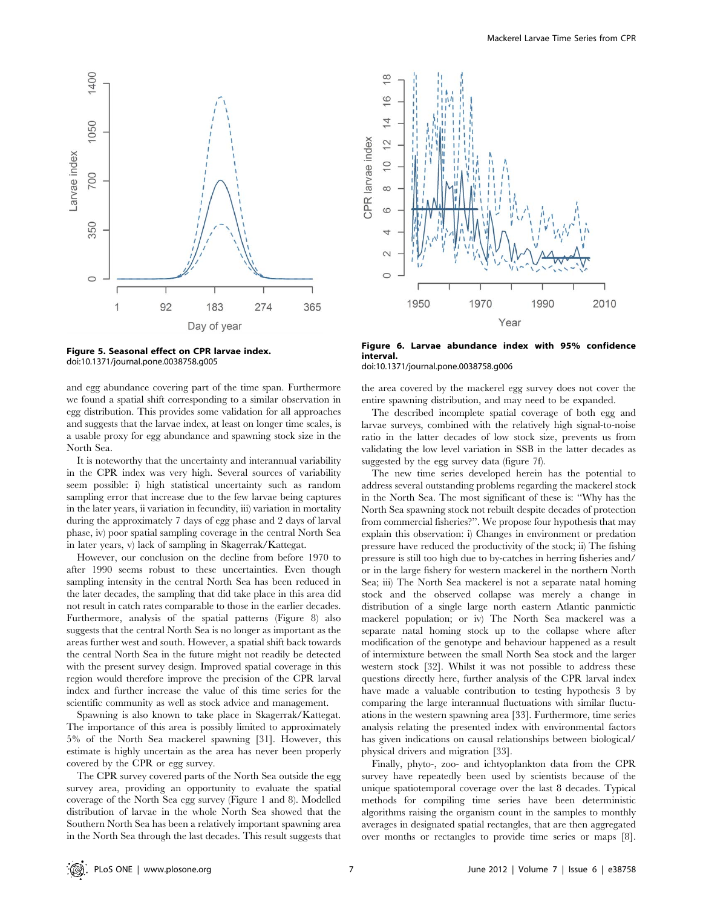Larvae index

0
350
700
1050
1400

1
92
183
274
365

Day of year

**Figure 5. Seasonal effect on CPR larvae index.**
doi:10.1371/journal.pone.0038758.g005

CPR larvae index

0
2
4
6
8
10
12
14
16
18

1950
1970
1990
2010

Year

**Figure 6. Larvae abundance index with 95% confidence interval.**
doi:10.1371/journal.pone.0038758.g006

and egg abundance covering part of the time span. Furthermore we found a spatial shift corresponding to a similar observation in egg distribution. This provides some validation for all approaches and suggests that the larvae index, at least on longer time scales, is a usable proxy for egg abundance and spawning stock size in the North Sea.

It is noteworthy that the uncertainty and interannual variability in the CPR index was very high. Several sources of variability seem possible: i) high statistical uncertainty such as random sampling error that increase due to the few larvae being captures in the later years, ii variation in fecundity, iii) variation in mortality during the approximately 7 days of egg phase and 2 days of larval phase, iv) poor spatial sampling coverage in the central North Sea in later years, v) lack of sampling in Skagerrak/Kattegat.

However, our conclusion on the decline from before 1970 to after 1990 seems robust to these uncertainties. Even though sampling intensity in the central North Sea has been reduced in the later decades, the sampling that did take place in this area did not result in catch rates comparable to those in the earlier decades. Furthermore, analysis of the spatial patterns (Figure 8) also suggests that the central North Sea is no longer as important as the areas further west and south. However, a spatial shift back towards the central North Sea in the future might not readily be detected with the present survey design. Improved spatial coverage in this region would therefore improve the precision of the CPR larval index and further increase the value of this time series for the scientific community as well as stock advice and management.

Spawning is also known to take place in Skagerrak/Kattegat. The importance of this area is possibly limited to approximately 5% of the North Sea mackerel spawning [31]. However, this estimate is highly uncertain as the area has never been properly covered by the CPR or egg survey.

The CPR survey covered parts of the North Sea outside the egg survey area, providing an opportunity to evaluate the spatial coverage of the North Sea egg survey (Figure 1 and 8). Modelled distribution of larvae in the whole North Sea showed that the Southern North Sea has been a relatively important spawning area in the North Sea through the last decades. This result suggests that the area covered by the mackerel egg survey does not cover the entire spawning distribution, and may need to be expanded.

The described incomplete spatial coverage of both egg and larvae surveys, combined with the relatively high signal-to-noise ratio in the latter decades of low stock size, prevents us from validating the low level variation in SSB in the latter decades as suggested by the egg survey data (figure 7f).

The new time series developed herein has the potential to address several outstanding problems regarding the mackerel stock in the North Sea. The most significant of these is: "Why has the North Sea spawning stock not rebuilt despite decades of protection from commercial fisheries?". We propose four hypothesis that may explain this observation: i) Changes in environment or predation pressure have reduced the productivity of the stock; ii) The fishing pressure is still too high due to by-catches in herring fisheries and/or in the large fishery for western mackerel in the northern North Sea; iii) The North Sea mackerel is not a separate natal homing stock and the observed collapse was merely a change in distribution of a single large north eastern Atlantic panmictic mackerel population; or iv) The North Sea mackerel was a separate natal homing stock up to the collapse where after modification of the genotype and behaviour happened as a result of intermixture between the small North Sea stock and the larger western stock [32]. Whilst it was not possible to address these questions directly here, further analysis of the CPR larval index have made a valuable contribution to testing hypothesis 3 by comparing the large interannual fluctuations with similar fluctuations in the western spawning area [33]. Furthermore, time series analysis relating the presented index with environmental factors has given indications on causal relationships between biological/physical drivers and migration [33].

Finally, phyto-, zoo- and ichtyoplankton data from the CPR survey have repeatedly been used by scientists because of the unique spatiotemporal coverage over the last 8 decades. Typical methods for compiling time series have been deterministic algorithms raising the organism count in the samples to monthly averages in designated spatial rectangles, that are then aggregated over months or rectangles to provide time series or maps [8].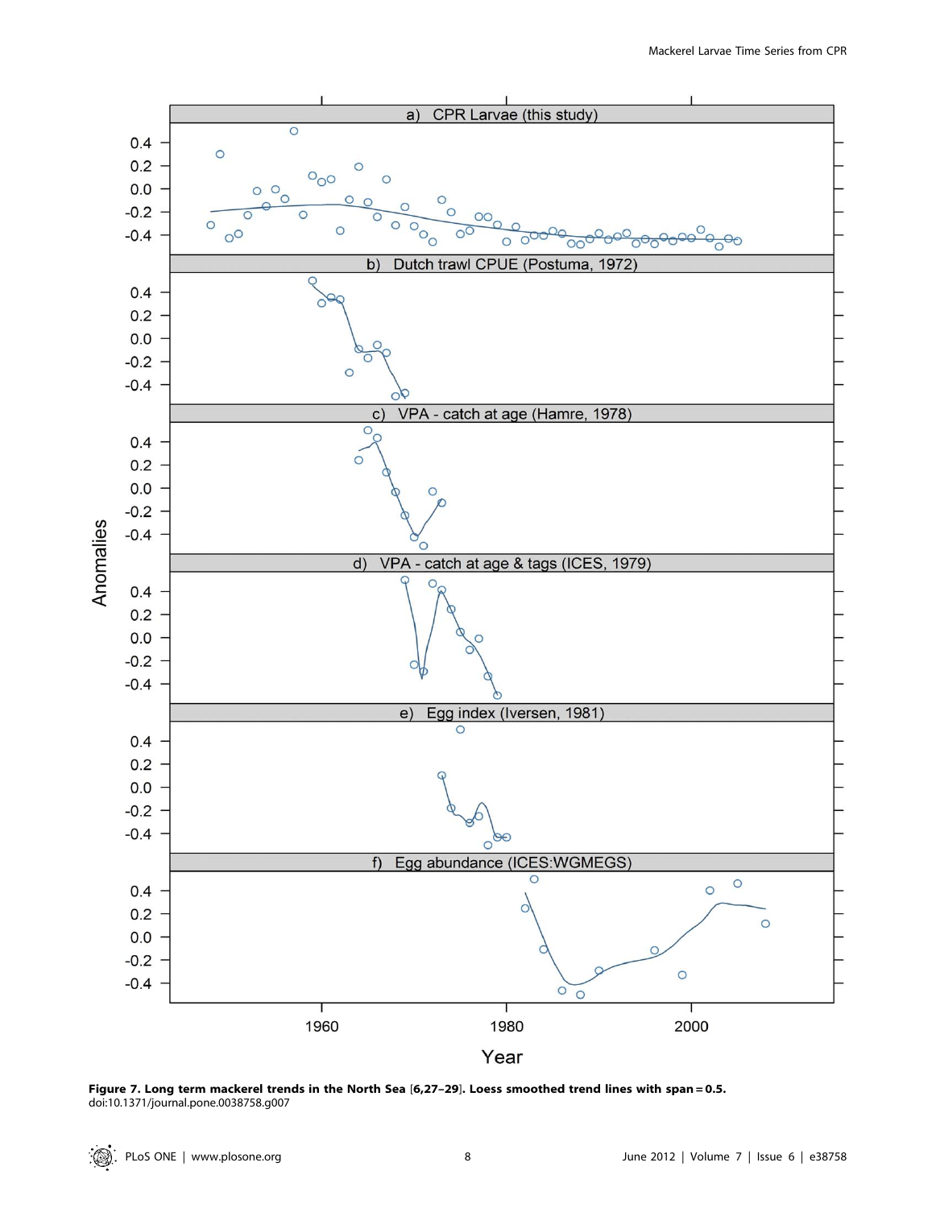**Figure 7. Long term mackerel trends in the North Sea [6,27–29]. Loess smoothed trend lines with span = 0.5.**
doi:10.1371/journal.pone.0038758.g007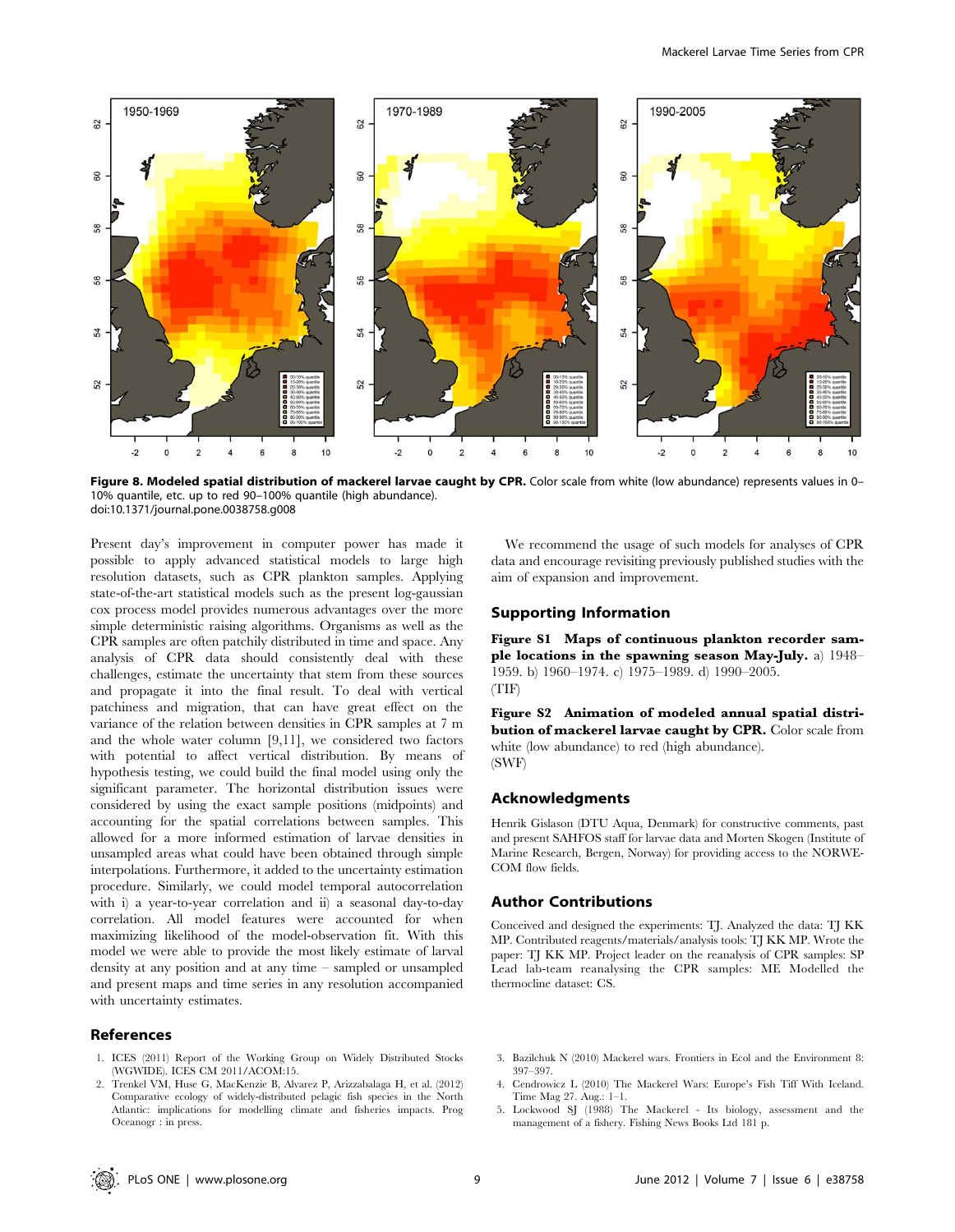**Figure 8. Modeled spatial distribution of mackerel larvae caught by CPR.** Color scale from white (low abundance) represents values in 0–10% quantile, etc. up to red 90–100% quantile (high abundance).
doi:10.1371/journal.pone.0038758.g008

Present day's improvement in computer power has made it possible to apply advanced statistical models to large high resolution datasets, such as CPR plankton samples. Applying state-of-the-art statistical models such as the present log-gaussian cox process model provides numerous advantages over the more simple deterministic raising algorithms. Organisms as well as the CPR samples are often patchily distributed in time and space. Any analysis of CPR data should consistently deal with these challenges, estimate the uncertainty that stem from these sources and propagate it into the final result. To deal with vertical patchiness and migration, that can have great effect on the variance of the relation between densities in CPR samples at 7 m and the whole water column [9,11], we considered two factors with potential to affect vertical distribution. By means of hypothesis testing, we could build the final model using only the significant parameter. The horizontal distribution issues were considered by using the exact sample positions (midpoints) and accounting for the spatial correlations between samples. This allowed for a more informed estimation of larvae densities in unsampled areas what could have been obtained through simple interpolations. Furthermore, it added to the uncertainty estimation procedure. Similarly, we could model temporal autocorrelation with i) a year-to-year correlation and ii) a seasonal day-to-day correlation. All model features were accounted for when maximizing likelihood of the model-observation fit. With this model we were able to provide the most likely estimate of larval density at any position and at any time – sampled or unsampled and present maps and time series in any resolution accompanied with uncertainty estimates.

We recommend the usage of such models for analyses of CPR data and encourage revisiting previously published studies with the aim of expansion and improvement.

## Supporting Information

**Figure S1 Maps of continuous plankton recorder sample locations in the spawning season May-July.** a) 1948–1959. b) 1960–1974. c) 1975–1989. d) 1990–2005.
(TIF)

**Figure S2 Animation of modeled annual spatial distribution of mackerel larvae caught by CPR.** Color scale from white (low abundance) to red (high abundance).
(SWF)

## Acknowledgments

Henrik Gislason (DTU Aqua, Denmark) for constructive comments, past and present SAHFOS staff for larvae data and Morten Skogen (Institute of Marine Research, Bergen, Norway) for providing access to the NORWECOM flow fields.

## Author Contributions

Conceived and designed the experiments: TJ. Analyzed the data: TJ KK MP. Contributed reagents/materials/analysis tools: TJ KK MP. Wrote the paper: TJ KK MP. Project leader on the reanalysis of CPR samples: SP Lead lab-team reanalysing the CPR samples: ME Modelled the thermocline dataset: CS.

## References

1. ICES (2011) Report of the Working Group on Widely Distributed Stocks (WGWIDE). ICES CM 2011/ACOM:15.
2. Trenkel VM, Huse G, MacKenzie B, Alvarez P, Arizzabalaga H, et al. (2012) Comparative ecology of widely-distributed pelagic fish species in the North Atlantic: implications for modelling climate and fisheries impacts. Prog Oceanogr : in press.
3. Bazilchuk N (2010) Mackerel wars. Frontiers in Ecol and the Environment 8: 397–397.
4. Cendrowicz L (2010) The Mackerel Wars: Europe's Fish Tiff With Iceland. Time Mag 27. Aug.: 1–1.
5. Lockwood SJ (1988) The Mackerel - Its biology, assessment and the management of a fishery. Fishing News Books Ltd 181 p.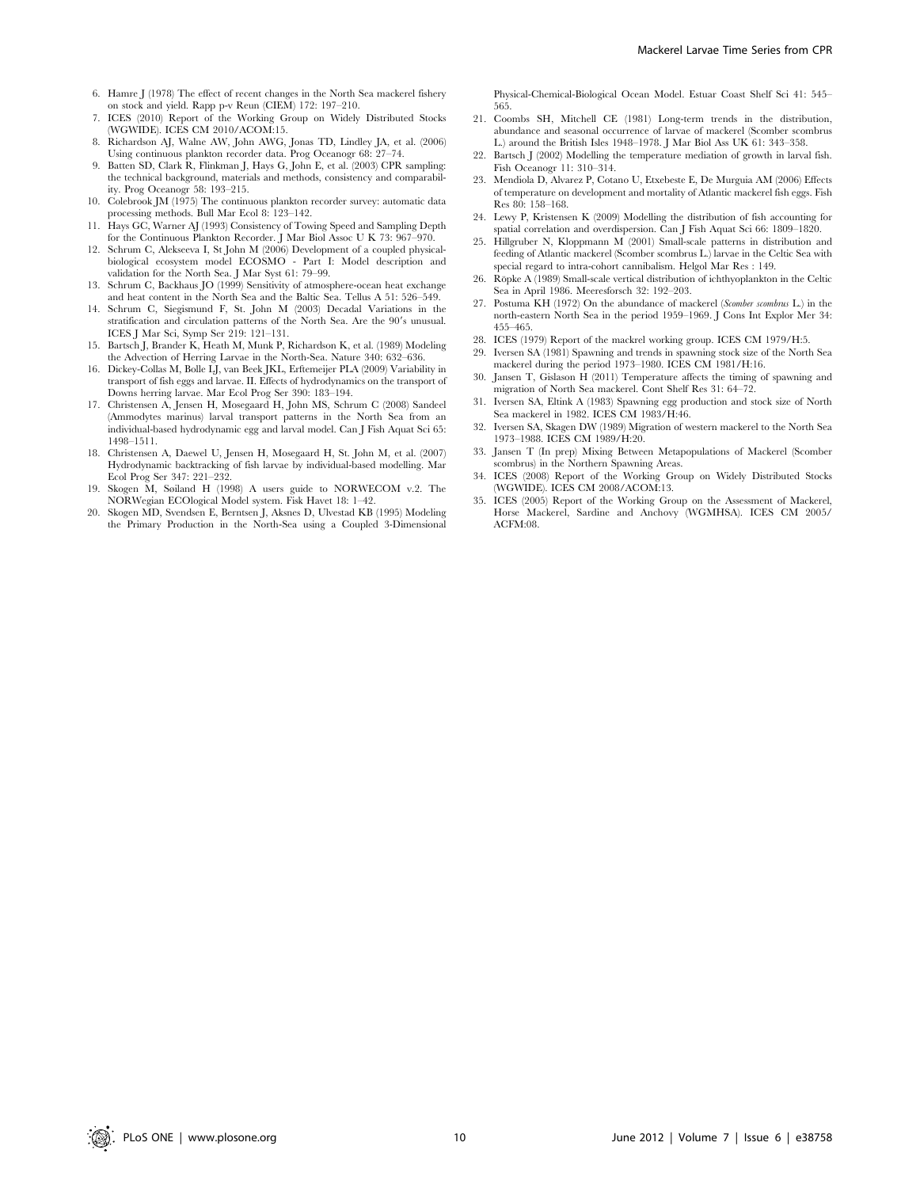6. Hamre J (1978) The effect of recent changes in the North Sea mackerel fishery on stock and yield. Rapp p-v Reun (CIEM) 172: 197–210.
7. ICES (2010) Report of the Working Group on Widely Distributed Stocks (WGWIDE). ICES CM 2010/ACOM:15.
8. Richardson AJ, Walne AW, John AWG, Jonas TD, Lindley JA, et al. (2006) Using continuous plankton recorder data. Prog Oceanogr 68: 27–74.
9. Batten SD, Clark R, Flinkman J, Hays G, John E, et al. (2003) CPR sampling: the technical background, materials and methods, consistency and comparability. Prog Oceanogr 58: 193–215.
10. Colebrook JM (1975) The continuous plankton recorder survey: automatic data processing methods. Bull Mar Ecol 8: 123–142.
11. Hays GC, Warner AJ (1993) Consistency of Towing Speed and Sampling Depth for the Continuous Plankton Recorder. J Mar Biol Assoc U K 73: 967–970.
12. Schrum C, Alekseeva I, St John M (2006) Development of a coupled physical-biological ecosystem model ECOSMO - Part I: Model description and validation for the North Sea. J Mar Syst 61: 79–99.
13. Schrum C, Backhaus JO (1999) Sensitivity of atmosphere-ocean heat exchange and heat content in the North Sea and the Baltic Sea. Tellus A 51: 526–549.
14. Schrum C, Siegismund F, St. John M (2003) Decadal Variations in the stratification and circulation patterns of the North Sea. Are the 90′s unusual. ICES J Mar Sci, Symp Ser 219: 121–131.
15. Bartsch J, Brander K, Heath M, Munk P, Richardson K, et al. (1989) Modeling the Advection of Herring Larvae in the North-Sea. Nature 340: 632–636.
16. Dickey-Collas M, Bolle LJ, van Beek JKL, Erftemeijer PLA (2009) Variability in transport of fish eggs and larvae. II. Effects of hydrodynamics on the transport of Downs herring larvae. Mar Ecol Prog Ser 390: 183–194.
17. Christensen A, Jensen H, Mosegaard H, John MS, Schrum C (2008) Sandeel (Ammodytes marinus) larval transport patterns in the North Sea from an individual-based hydrodynamic egg and larval model. Can J Fish Aquat Sci 65: 1498–1511.
18. Christensen A, Daewel U, Jensen H, Mosegaard H, St. John M, et al. (2007) Hydrodynamic backtracking of fish larvae by individual-based modelling. Mar Ecol Prog Ser 347: 221–232.
19. Skogen M, Søiland H (1998) A users guide to NORWECOM v.2. The NORWegian ECOlogical Model system. Fisk Havet 18: 1–42.
20. Skogen MD, Svendsen E, Berntsen J, Aksnes D, Ulvestad KB (1995) Modeling the Primary Production in the North-Sea using a Coupled 3-Dimensional Physical-Chemical-Biological Ocean Model. Estuar Coast Shelf Sci 41: 545–565.
21. Coombs SH, Mitchell CE (1981) Long-term trends in the distribution, abundance and seasonal occurrence of larvae of mackerel (Scomber scombrus L.) around the British Isles 1948–1978. J Mar Biol Ass UK 61: 343–358.
22. Bartsch J (2002) Modelling the temperature mediation of growth in larval fish. Fish Oceanogr 11: 310–314.
23. Mendiola D, Alvarez P, Cotano U, Etxebeste E, De Murguia AM (2006) Effects of temperature on development and mortality of Atlantic mackerel fish eggs. Fish Res 80: 158–168.
24. Lewy P, Kristensen K (2009) Modelling the distribution of fish accounting for spatial correlation and overdispersion. Can J Fish Aquat Sci 66: 1809–1820.
25. Hillgruber N, Kloppmann M (2001) Small-scale patterns in distribution and feeding of Atlantic mackerel (Scomber scombrus L.) larvae in the Celtic Sea with special regard to intra-cohort cannibalism. Helgol Mar Res : 149.
26. Röpke A (1989) Small-scale vertical distribution of ichthyoplankton in the Celtic Sea in April 1986. Meeresforsch 32: 192–203.
27. Postuma KH (1972) On the abundance of mackerel (*Scomber scombrus* L.) in the north-eastern North Sea in the period 1959–1969. J Cons Int Explor Mer 34: 455–465.
28. ICES (1979) Report of the mackrel working group. ICES CM 1979/H:5.
29. Iversen SA (1981) Spawning and trends in spawning stock size of the North Sea mackerel during the period 1973–1980. ICES CM 1981/H:16.
30. Jansen T, Gislason H (2011) Temperature affects the timing of spawning and migration of North Sea mackerel. Cont Shelf Res 31: 64–72.
31. Iversen SA, Eltink A (1983) Spawning egg production and stock size of North Sea mackerel in 1982. ICES CM 1983/H:46.
32. Iversen SA, Skagen DW (1989) Migration of western mackerel to the North Sea 1973–1988. ICES CM 1989/H:20.
33. Jansen T (In prep) Mixing Between Metapopulations of Mackerel (Scomber scombrus) in the Northern Spawning Areas.
34. ICES (2008) Report of the Working Group on Widely Distributed Stocks (WGWIDE). ICES CM 2008/ACOM:13.
35. ICES (2005) Report of the Working Group on the Assessment of Mackerel, Horse Mackerel, Sardine and Anchovy (WGMHSA). ICES CM 2005/ACFM:08.